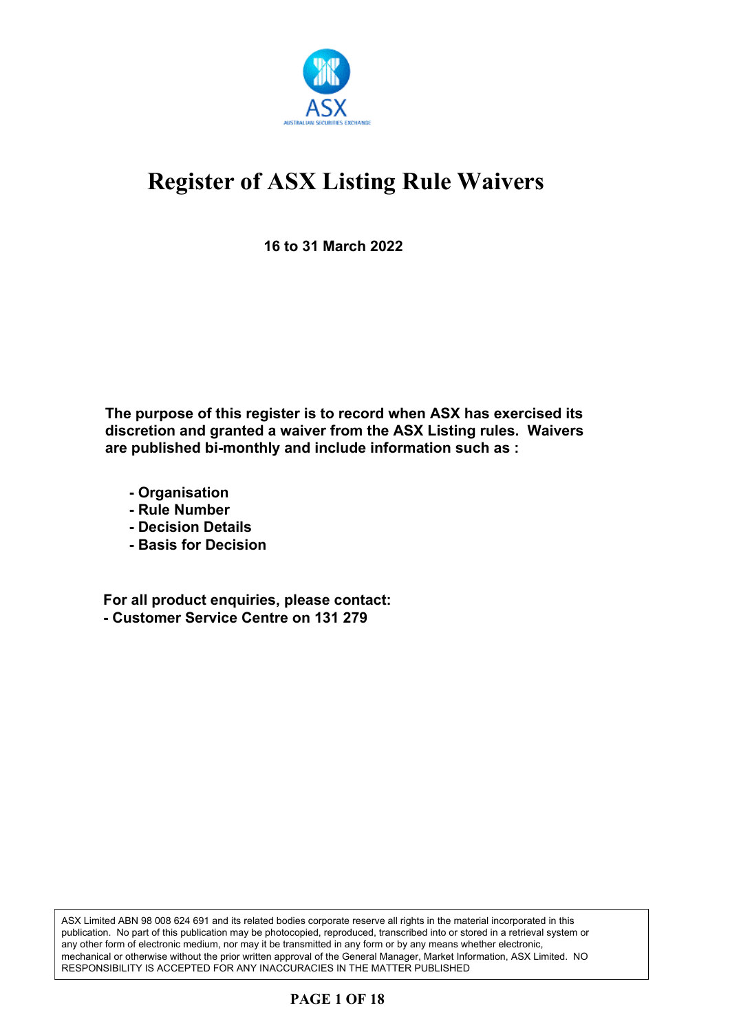# Register of ASX Listing Rule Waivers

**16 to 31 March 2022**

**The purpose of this register is to record when ASX has exercised its discretion and granted a waiver from the ASX Listing rules. Waivers are published bi-monthly and include information such as :**

- **Organisation**
- **Rule Number**
- **Decision Details**
- **Basis for Decision**

**For all product enquiries, please contact:**
**- Customer Service Centre on 131 279**

ASX Limited ABN 98 008 624 691 and its related bodies corporate reserve all rights in the material incorporated in this publication. No part of this publication may be photocopied, reproduced, transcribed into or stored in a retrieval system or any other form of electronic medium, nor may it be transmitted in any form or by any means whether electronic, mechanical or otherwise without the prior written approval of the General Manager, Market Information, ASX Limited. NO RESPONSIBILITY IS ACCEPTED FOR ANY INACCURACIES IN THE MATTER PUBLISHED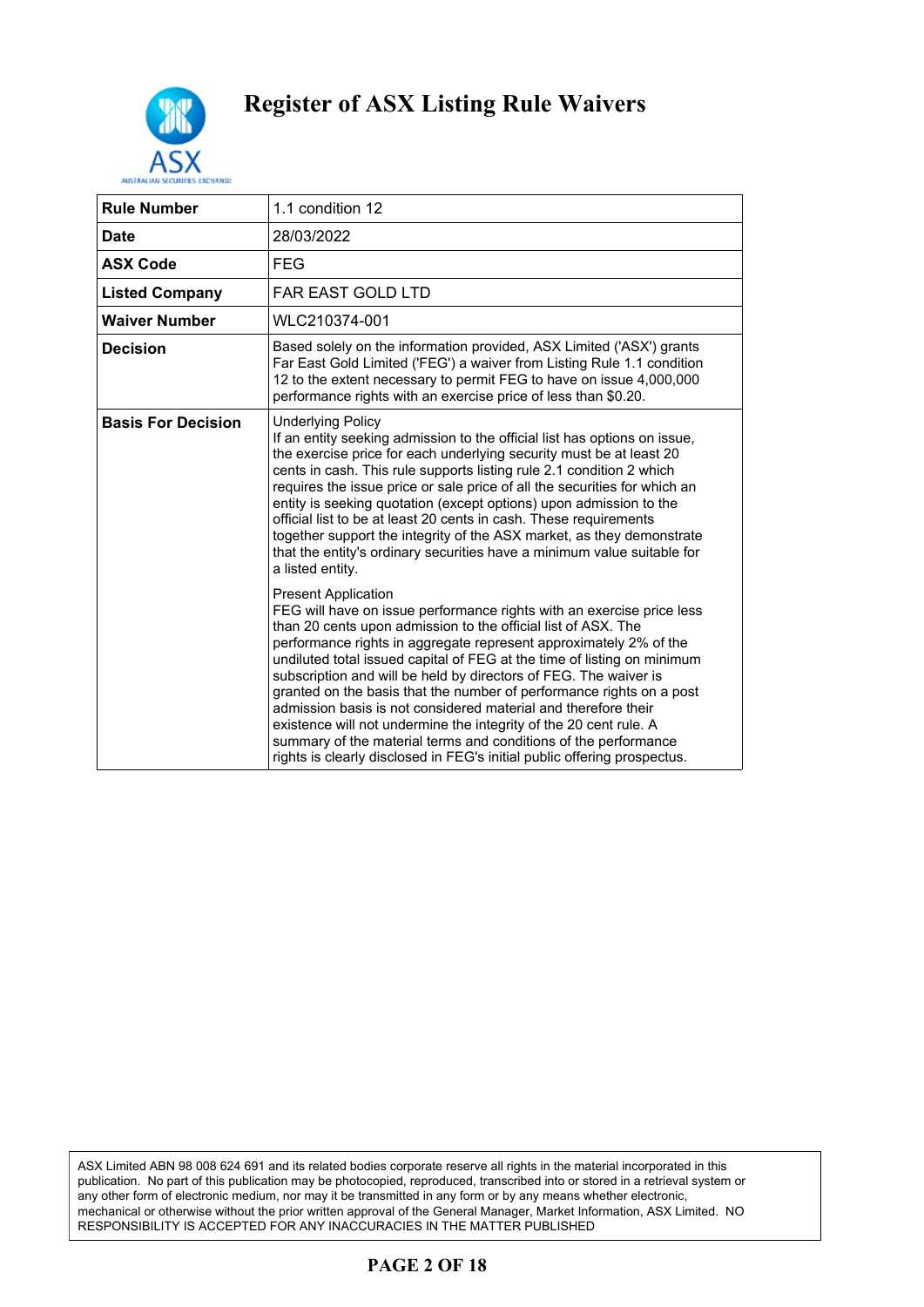# Register of ASX Listing Rule Waivers

| Rule Number | 1.1 condition 12 |
| --- | --- |
| Date | 28/03/2022 |
| ASX Code | FEG |
| Listed Company | FAR EAST GOLD LTD |
| Waiver Number | WLC210374-001 |
| Decision | Based solely on the information provided, ASX Limited ('ASX') grants Far East Gold Limited ('FEG') a waiver from Listing Rule 1.1 condition 12 to the extent necessary to permit FEG to have on issue 4,000,000 performance rights with an exercise price of less than $0.20. |
| Basis For Decision | Underlying Policy<br>If an entity seeking admission to the official list has options on issue, the exercise price for each underlying security must be at least 20 cents in cash. This rule supports listing rule 2.1 condition 2 which requires the issue price or sale price of all the securities for which an entity is seeking quotation (except options) upon admission to the official list to be at least 20 cents in cash. These requirements together support the integrity of the ASX market, as they demonstrate that the entity's ordinary securities have a minimum value suitable for a listed entity.<br><br>Present Application<br>FEG will have on issue performance rights with an exercise price less than 20 cents upon admission to the official list of ASX. The performance rights in aggregate represent approximately 2% of the undiluted total issued capital of FEG at the time of listing on minimum subscription and will be held by directors of FEG. The waiver is granted on the basis that the number of performance rights on a post admission basis is not considered material and therefore their existence will not undermine the integrity of the 20 cent rule. A summary of the material terms and conditions of the performance rights is clearly disclosed in FEG's initial public offering prospectus. |

ASX Limited ABN 98 008 624 691 and its related bodies corporate reserve all rights in the material incorporated in this publication. No part of this publication may be photocopied, reproduced, transcribed into or stored in a retrieval system or any other form of electronic medium, nor may it be transmitted in any form or by any means whether electronic, mechanical or otherwise without the prior written approval of the General Manager, Market Information, ASX Limited. NO RESPONSIBILITY IS ACCEPTED FOR ANY INACCURACIES IN THE MATTER PUBLISHED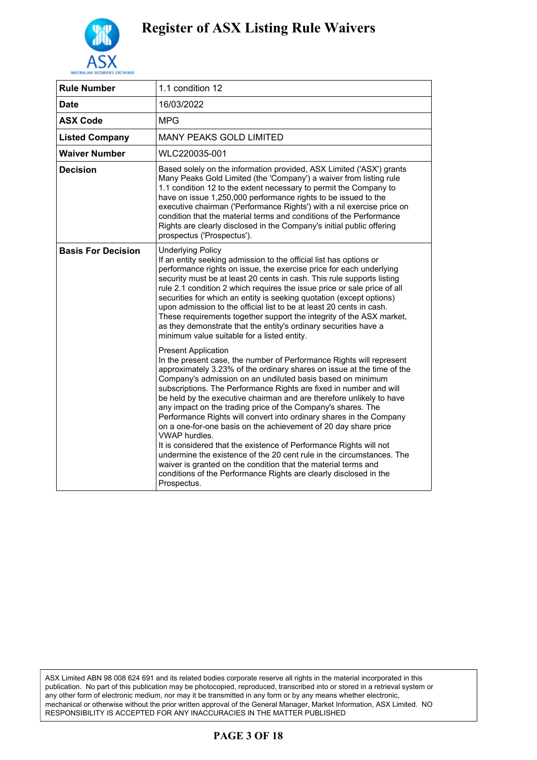# Register of ASX Listing Rule Waivers

| Rule Number | 1.1 condition 12 |
|---|---|
| Date | 16/03/2022 |
| ASX Code | MPG |
| Listed Company | MANY PEAKS GOLD LIMITED |
| Waiver Number | WLC220035-001 |
| Decision | Based solely on the information provided, ASX Limited ('ASX') grants Many Peaks Gold Limited (the 'Company') a waiver from listing rule 1.1 condition 12 to the extent necessary to permit the Company to have on issue 1,250,000 performance rights to be issued to the executive chairman ('Performance Rights') with a nil exercise price on condition that the material terms and conditions of the Performance Rights are clearly disclosed in the Company's initial public offering prospectus ('Prospectus'). |
| Basis For Decision | Underlying Policy<br>If an entity seeking admission to the official list has options or performance rights on issue, the exercise price for each underlying security must be at least 20 cents in cash. This rule supports listing rule 2.1 condition 2 which requires the issue price or sale price of all securities for which an entity is seeking quotation (except options) upon admission to the official list to be at least 20 cents in cash. These requirements together support the integrity of the ASX market, as they demonstrate that the entity's ordinary securities have a minimum value suitable for a listed entity.<br><br>Present Application<br>In the present case, the number of Performance Rights will represent approximately 3.23% of the ordinary shares on issue at the time of the Company's admission on an undiluted basis based on minimum subscriptions. The Performance Rights are fixed in number and will be held by the executive chairman and are therefore unlikely to have any impact on the trading price of the Company's shares. The Performance Rights will convert into ordinary shares in the Company on a one-for-one basis on the achievement of 20 day share price VWAP hurdles.<br>It is considered that the existence of Performance Rights will not undermine the existence of the 20 cent rule in the circumstances. The waiver is granted on the condition that the material terms and conditions of the Performance Rights are clearly disclosed in the Prospectus. |

ASX Limited ABN 98 008 624 691 and its related bodies corporate reserve all rights in the material incorporated in this publication. No part of this publication may be photocopied, reproduced, transcribed into or stored in a retrieval system or any other form of electronic medium, nor may it be transmitted in any form or by any means whether electronic, mechanical or otherwise without the prior written approval of the General Manager, Market Information, ASX Limited. NO RESPONSIBILITY IS ACCEPTED FOR ANY INACCURACIES IN THE MATTER PUBLISHED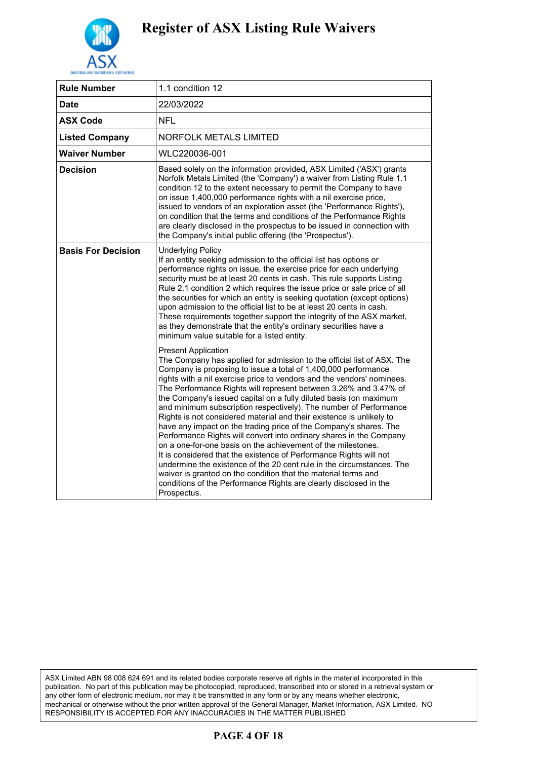# Register of ASX Listing Rule Waivers

| Rule Number | 1.1 condition 12 |
|---|---|
| Date | 22/03/2022 |
| ASX Code | NFL |
| Listed Company | NORFOLK METALS LIMITED |
| Waiver Number | WLC220036-001 |
| Decision | Based solely on the information provided, ASX Limited ('ASX') grants Norfolk Metals Limited (the 'Company') a waiver from Listing Rule 1.1 condition 12 to the extent necessary to permit the Company to have on issue 1,400,000 performance rights with a nil exercise price, issued to vendors of an exploration asset (the 'Performance Rights'), on condition that the terms and conditions of the Performance Rights are clearly disclosed in the prospectus to be issued in connection with the Company's initial public offering (the 'Prospectus'). |
| Basis For Decision | Underlying Policy<br>If an entity seeking admission to the official list has options or performance rights on issue, the exercise price for each underlying security must be at least 20 cents in cash. This rule supports Listing Rule 2.1 condition 2 which requires the issue price or sale price of all the securities for which an entity is seeking quotation (except options) upon admission to the official list to be at least 20 cents in cash. These requirements together support the integrity of the ASX market, as they demonstrate that the entity's ordinary securities have a minimum value suitable for a listed entity.<br><br>Present Application<br>The Company has applied for admission to the official list of ASX. The Company is proposing to issue a total of 1,400,000 performance rights with a nil exercise price to vendors and the vendors' nominees. The Performance Rights will represent between 3.26% and 3.47% of the Company's issued capital on a fully diluted basis (on maximum and minimum subscription respectively). The number of Performance Rights is not considered material and their existence is unlikely to have any impact on the trading price of the Company's shares. The Performance Rights will convert into ordinary shares in the Company on a one-for-one basis on the achievement of the milestones.<br>It is considered that the existence of Performance Rights will not undermine the existence of the 20 cent rule in the circumstances. The waiver is granted on the condition that the material terms and conditions of the Performance Rights are clearly disclosed in the Prospectus. |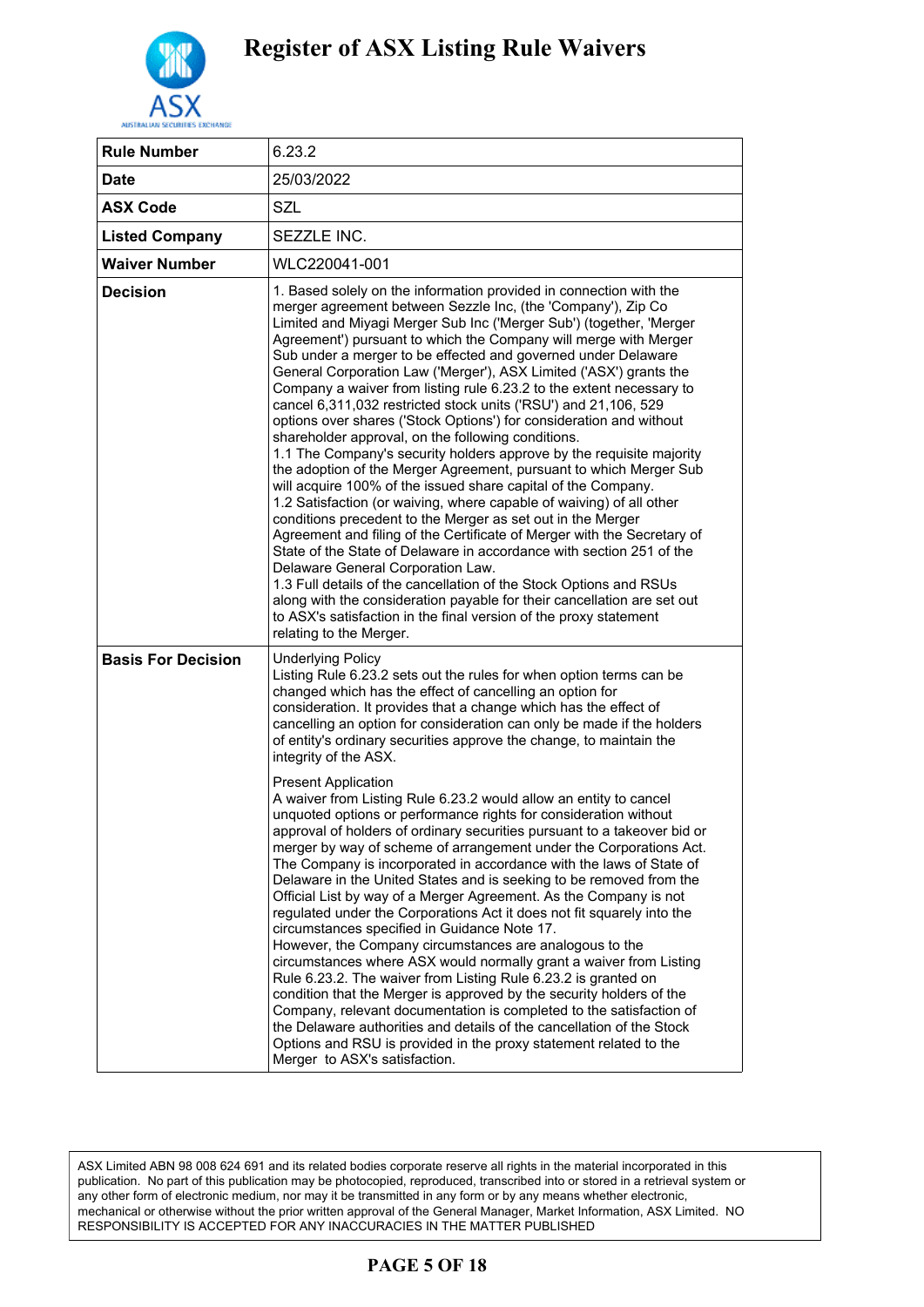# Register of ASX Listing Rule Waivers

| Rule Number | 6.23.2 |
|---|---|
| **Date** | 25/03/2022 |
| **ASX Code** | SZL |
| **Listed Company** | SEZZLE INC. |
| **Waiver Number** | WLC220041-001 |
| **Decision** | 1. Based solely on the information provided in connection with the merger agreement between Sezzle Inc, (the 'Company'), Zip Co Limited and Miyagi Merger Sub Inc ('Merger Sub') (together, 'Merger Agreement') pursuant to which the Company will merge with Merger Sub under a merger to be effected and governed under Delaware General Corporation Law ('Merger'), ASX Limited ('ASX') grants the Company a waiver from listing rule 6.23.2 to the extent necessary to cancel 6,311,032 restricted stock units ('RSU') and 21,106, 529 options over shares ('Stock Options') for consideration and without shareholder approval, on the following conditions.<br>1.1 The Company's security holders approve by the requisite majority the adoption of the Merger Agreement, pursuant to which Merger Sub will acquire 100% of the issued share capital of the Company.<br>1.2 Satisfaction (or waiving, where capable of waiving) of all other conditions precedent to the Merger as set out in the Merger Agreement and filing of the Certificate of Merger with the Secretary of State of the State of Delaware in accordance with section 251 of the Delaware General Corporation Law.<br>1.3 Full details of the cancellation of the Stock Options and RSUs along with the consideration payable for their cancellation are set out to ASX's satisfaction in the final version of the proxy statement relating to the Merger. |
| **Basis For Decision** | Underlying Policy<br>Listing Rule 6.23.2 sets out the rules for when option terms can be changed which has the effect of cancelling an option for consideration. It provides that a change which has the effect of cancelling an option for consideration can only be made if the holders of entity's ordinary securities approve the change, to maintain the integrity of the ASX.<br><br>Present Application<br>A waiver from Listing Rule 6.23.2 would allow an entity to cancel unquoted options or performance rights for consideration without approval of holders of ordinary securities pursuant to a takeover bid or merger by way of scheme of arrangement under the Corporations Act. The Company is incorporated in accordance with the laws of State of Delaware in the United States and is seeking to be removed from the Official List by way of a Merger Agreement. As the Company is not regulated under the Corporations Act it does not fit squarely into the circumstances specified in Guidance Note 17.<br>However, the Company circumstances are analogous to the circumstances where ASX would normally grant a waiver from Listing Rule 6.23.2. The waiver from Listing Rule 6.23.2 is granted on condition that the Merger is approved by the security holders of the Company, relevant documentation is completed to the satisfaction of the Delaware authorities and details of the cancellation of the Stock Options and RSU is provided in the proxy statement related to the Merger to ASX's satisfaction. |

ASX Limited ABN 98 008 624 691 and its related bodies corporate reserve all rights in the material incorporated in this publication. No part of this publication may be photocopied, reproduced, transcribed into or stored in a retrieval system or any other form of electronic medium, nor may it be transmitted in any form or by any means whether electronic, mechanical or otherwise without the prior written approval of the General Manager, Market Information, ASX Limited. NO RESPONSIBILITY IS ACCEPTED FOR ANY INACCURACIES IN THE MATTER PUBLISHED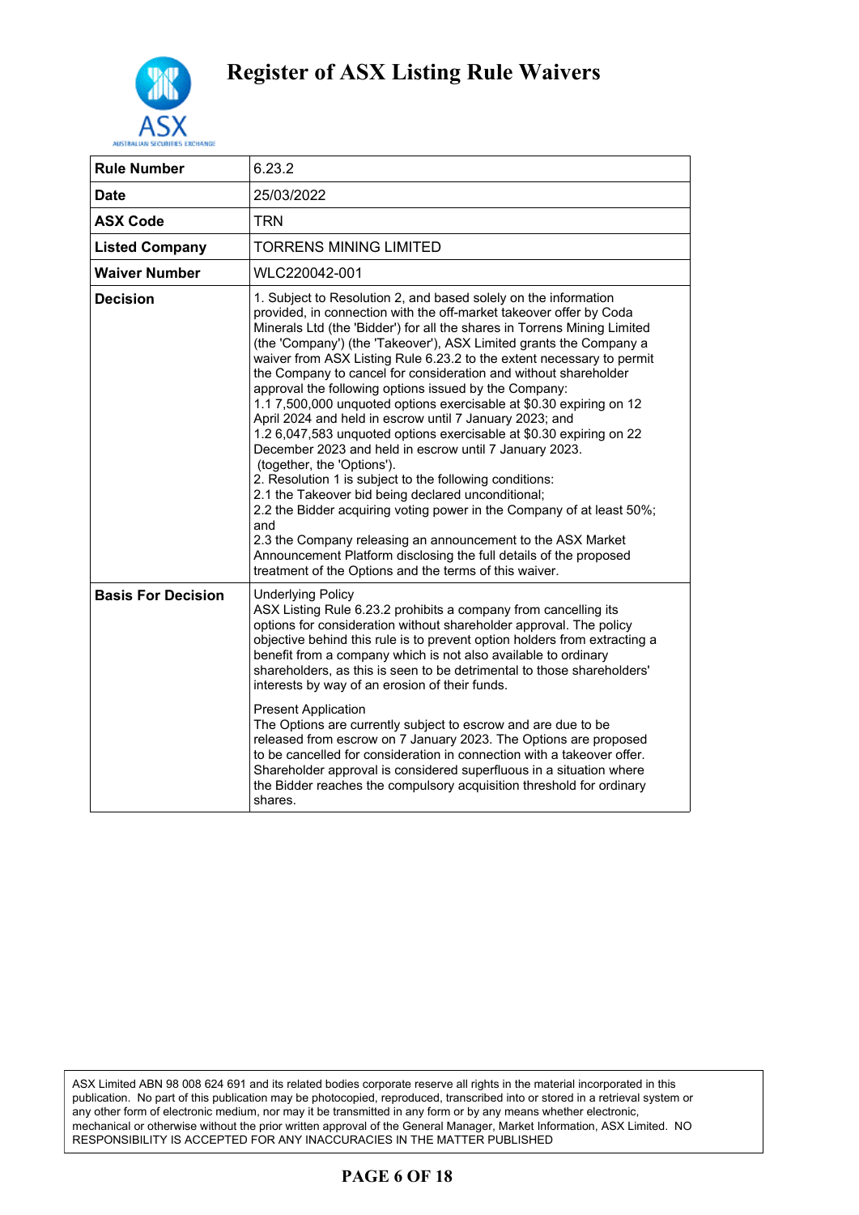# Register of ASX Listing Rule Waivers

| **Rule Number** | 6.23.2 |
|---|---|
| **Date** | 25/03/2022 |
| **ASX Code** | TRN |
| **Listed Company** | TORRENS MINING LIMITED |
| **Waiver Number** | WLC220042-001 |
| **Decision** | 1. Subject to Resolution 2, and based solely on the information provided, in connection with the off-market takeover offer by Coda Minerals Ltd (the 'Bidder') for all the shares in Torrens Mining Limited (the 'Company') (the 'Takeover'), ASX Limited grants the Company a waiver from ASX Listing Rule 6.23.2 to the extent necessary to permit the Company to cancel for consideration and without shareholder approval the following options issued by the Company:<br>1.1 7,500,000 unquoted options exercisable at \$0.30 expiring on 12 April 2024 and held in escrow until 7 January 2023; and<br>1.2 6,047,583 unquoted options exercisable at \$0.30 expiring on 22 December 2023 and held in escrow until 7 January 2023.<br>(together, the 'Options').<br>2. Resolution 1 is subject to the following conditions:<br>2.1 the Takeover bid being declared unconditional;<br>2.2 the Bidder acquiring voting power in the Company of at least 50%; and<br>2.3 the Company releasing an announcement to the ASX Market Announcement Platform disclosing the full details of the proposed treatment of the Options and the terms of this waiver. |
| **Basis For Decision** | Underlying Policy<br>ASX Listing Rule 6.23.2 prohibits a company from cancelling its options for consideration without shareholder approval. The policy objective behind this rule is to prevent option holders from extracting a benefit from a company which is not also available to ordinary shareholders, as this is seen to be detrimental to those shareholders' interests by way of an erosion of their funds.<br><br>Present Application<br>The Options are currently subject to escrow and are due to be released from escrow on 7 January 2023. The Options are proposed to be cancelled for consideration in connection with a takeover offer. Shareholder approval is considered superfluous in a situation where the Bidder reaches the compulsory acquisition threshold for ordinary shares. |

ASX Limited ABN 98 008 624 691 and its related bodies corporate reserve all rights in the material incorporated in this publication. No part of this publication may be photocopied, reproduced, transcribed into or stored in a retrieval system or any other form of electronic medium, nor may it be transmitted in any form or by any means whether electronic, mechanical or otherwise without the prior written approval of the General Manager, Market Information, ASX Limited. NO RESPONSIBILITY IS ACCEPTED FOR ANY INACCURACIES IN THE MATTER PUBLISHED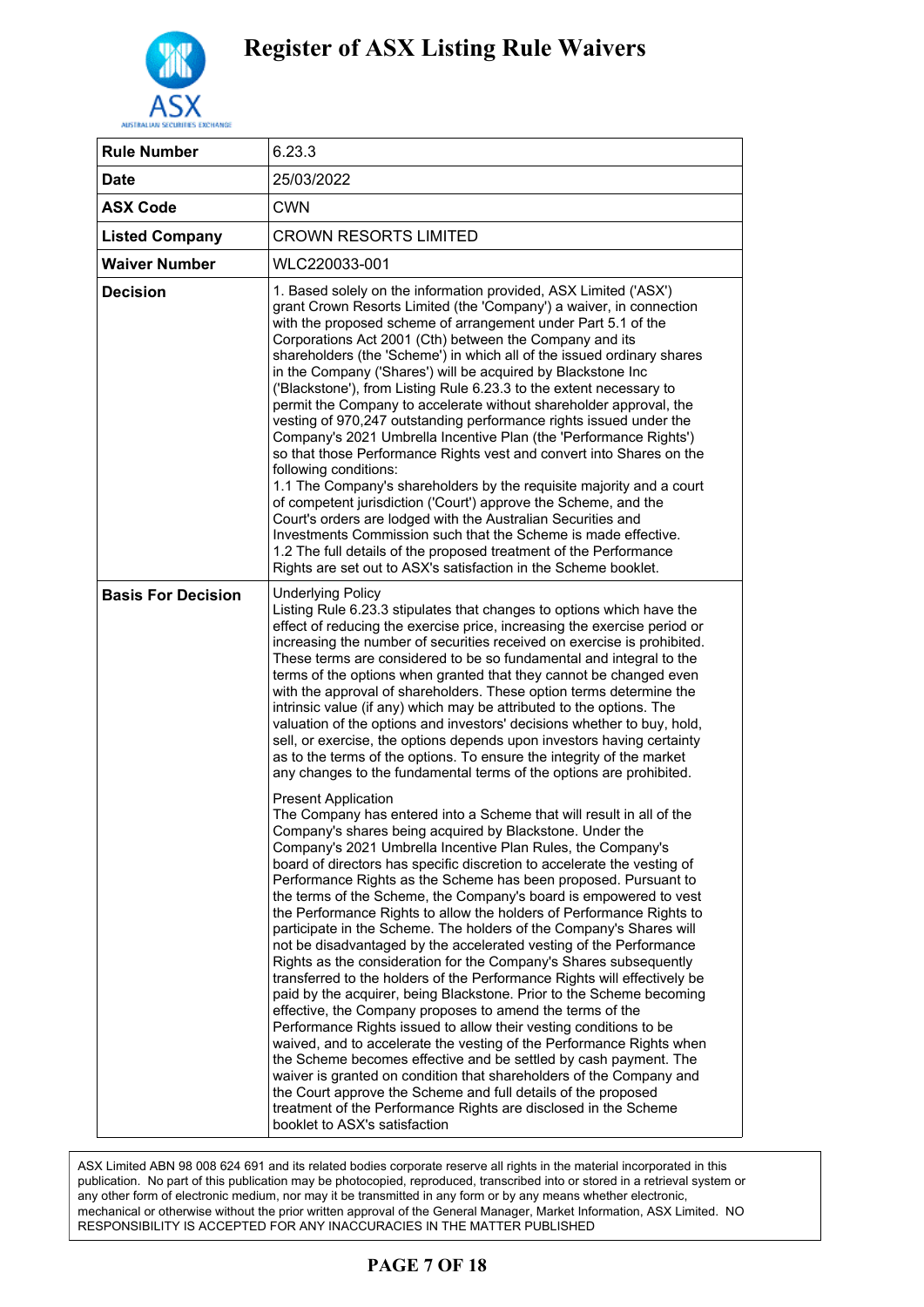# Register of ASX Listing Rule Waivers

| Rule Number | 6.23.3 |
|---|---|
| Date | 25/03/2022 |
| ASX Code | CWN |
| Listed Company | CROWN RESORTS LIMITED |
| Waiver Number | WLC220033-001 |
| Decision | 1. Based solely on the information provided, ASX Limited ('ASX') grant Crown Resorts Limited (the 'Company') a waiver, in connection with the proposed scheme of arrangement under Part 5.1 of the Corporations Act 2001 (Cth) between the Company and its shareholders (the 'Scheme') in which all of the issued ordinary shares in the Company ('Shares') will be acquired by Blackstone Inc ('Blackstone'), from Listing Rule 6.23.3 to the extent necessary to permit the Company to accelerate without shareholder approval, the vesting of 970,247 outstanding performance rights issued under the Company's 2021 Umbrella Incentive Plan (the 'Performance Rights') so that those Performance Rights vest and convert into Shares on the following conditions:<br>1.1 The Company's shareholders by the requisite majority and a court of competent jurisdiction ('Court') approve the Scheme, and the Court's orders are lodged with the Australian Securities and Investments Commission such that the Scheme is made effective.<br>1.2 The full details of the proposed treatment of the Performance Rights are set out to ASX's satisfaction in the Scheme booklet. |
| Basis For Decision | Underlying Policy<br>Listing Rule 6.23.3 stipulates that changes to options which have the effect of reducing the exercise price, increasing the exercise period or increasing the number of securities received on exercise is prohibited. These terms are considered to be so fundamental and integral to the terms of the options when granted that they cannot be changed even with the approval of shareholders. These option terms determine the intrinsic value (if any) which may be attributed to the options. The valuation of the options and investors' decisions whether to buy, hold, sell, or exercise, the options depends upon investors having certainty as to the terms of the options. To ensure the integrity of the market any changes to the fundamental terms of the options are prohibited.<br><br>Present Application<br>The Company has entered into a Scheme that will result in all of the Company's shares being acquired by Blackstone. Under the Company's 2021 Umbrella Incentive Plan Rules, the Company's board of directors has specific discretion to accelerate the vesting of Performance Rights as the Scheme has been proposed. Pursuant to the terms of the Scheme, the Company's board is empowered to vest the Performance Rights to allow the holders of Performance Rights to participate in the Scheme. The holders of the Company's Shares will not be disadvantaged by the accelerated vesting of the Performance Rights as the consideration for the Company's Shares subsequently transferred to the holders of the Performance Rights will effectively be paid by the acquirer, being Blackstone. Prior to the Scheme becoming effective, the Company proposes to amend the terms of the Performance Rights issued to allow their vesting conditions to be waived, and to accelerate the vesting of the Performance Rights when the Scheme becomes effective and be settled by cash payment. The waiver is granted on condition that shareholders of the Company and the Court approve the Scheme and full details of the proposed treatment of the Performance Rights are disclosed in the Scheme booklet to ASX's satisfaction |

ASX Limited ABN 98 008 624 691 and its related bodies corporate reserve all rights in the material incorporated in this publication. No part of this publication may be photocopied, reproduced, transcribed into or stored in a retrieval system or any other form of electronic medium, nor may it be transmitted in any form or by any means whether electronic, mechanical or otherwise without the prior written approval of the General Manager, Market Information, ASX Limited. NO RESPONSIBILITY IS ACCEPTED FOR ANY INACCURACIES IN THE MATTER PUBLISHED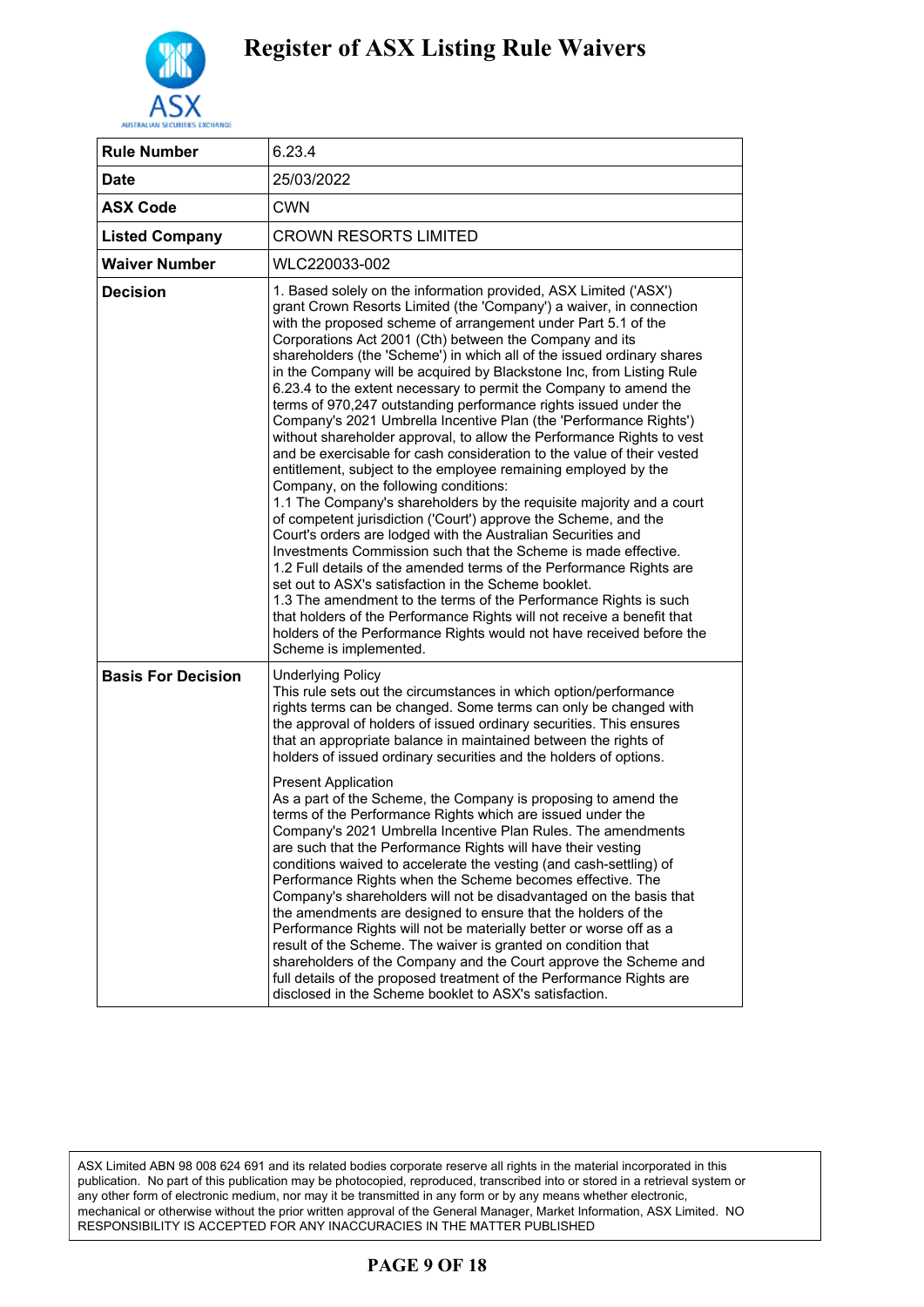# Register of ASX Listing Rule Waivers

| Rule Number | 6.23.4 |
|---|---|
| Date | 25/03/2022 |
| ASX Code | CWN |
| Listed Company | CROWN RESORTS LIMITED |
| Waiver Number | WLC220033-002 |
| Decision | 1. Based solely on the information provided, ASX Limited ('ASX') grant Crown Resorts Limited (the 'Company') a waiver, in connection with the proposed scheme of arrangement under Part 5.1 of the Corporations Act 2001 (Cth) between the Company and its shareholders (the 'Scheme') in which all of the issued ordinary shares in the Company will be acquired by Blackstone Inc, from Listing Rule 6.23.4 to the extent necessary to permit the Company to amend the terms of 970,247 outstanding performance rights issued under the Company's 2021 Umbrella Incentive Plan (the 'Performance Rights') without shareholder approval, to allow the Performance Rights to vest and be exercisable for cash consideration to the value of their vested entitlement, subject to the employee remaining employed by the Company, on the following conditions:<br>1.1 The Company's shareholders by the requisite majority and a court of competent jurisdiction ('Court') approve the Scheme, and the Court's orders are lodged with the Australian Securities and Investments Commission such that the Scheme is made effective.<br>1.2 Full details of the amended terms of the Performance Rights are set out to ASX's satisfaction in the Scheme booklet.<br>1.3 The amendment to the terms of the Performance Rights is such that holders of the Performance Rights will not receive a benefit that holders of the Performance Rights would not have received before the Scheme is implemented. |
| Basis For Decision | Underlying Policy<br>This rule sets out the circumstances in which option/performance rights terms can be changed. Some terms can only be changed with the approval of holders of issued ordinary securities. This ensures that an appropriate balance in maintained between the rights of holders of issued ordinary securities and the holders of options.<br><br>Present Application<br>As a part of the Scheme, the Company is proposing to amend the terms of the Performance Rights which are issued under the Company's 2021 Umbrella Incentive Plan Rules. The amendments are such that the Performance Rights will have their vesting conditions waived to accelerate the vesting (and cash-settling) of Performance Rights when the Scheme becomes effective. The Company's shareholders will not be disadvantaged on the basis that the amendments are designed to ensure that the holders of the Performance Rights will not be materially better or worse off as a result of the Scheme. The waiver is granted on condition that shareholders of the Company and the Court approve the Scheme and full details of the proposed treatment of the Performance Rights are disclosed in the Scheme booklet to ASX's satisfaction. |

ASX Limited ABN 98 008 624 691 and its related bodies corporate reserve all rights in the material incorporated in this publication. No part of this publication may be photocopied, reproduced, transcribed into or stored in a retrieval system or any other form of electronic medium, nor may it be transmitted in any form or by any means whether electronic, mechanical or otherwise without the prior written approval of the General Manager, Market Information, ASX Limited. NO RESPONSIBILITY IS ACCEPTED FOR ANY INACCURACIES IN THE MATTER PUBLISHED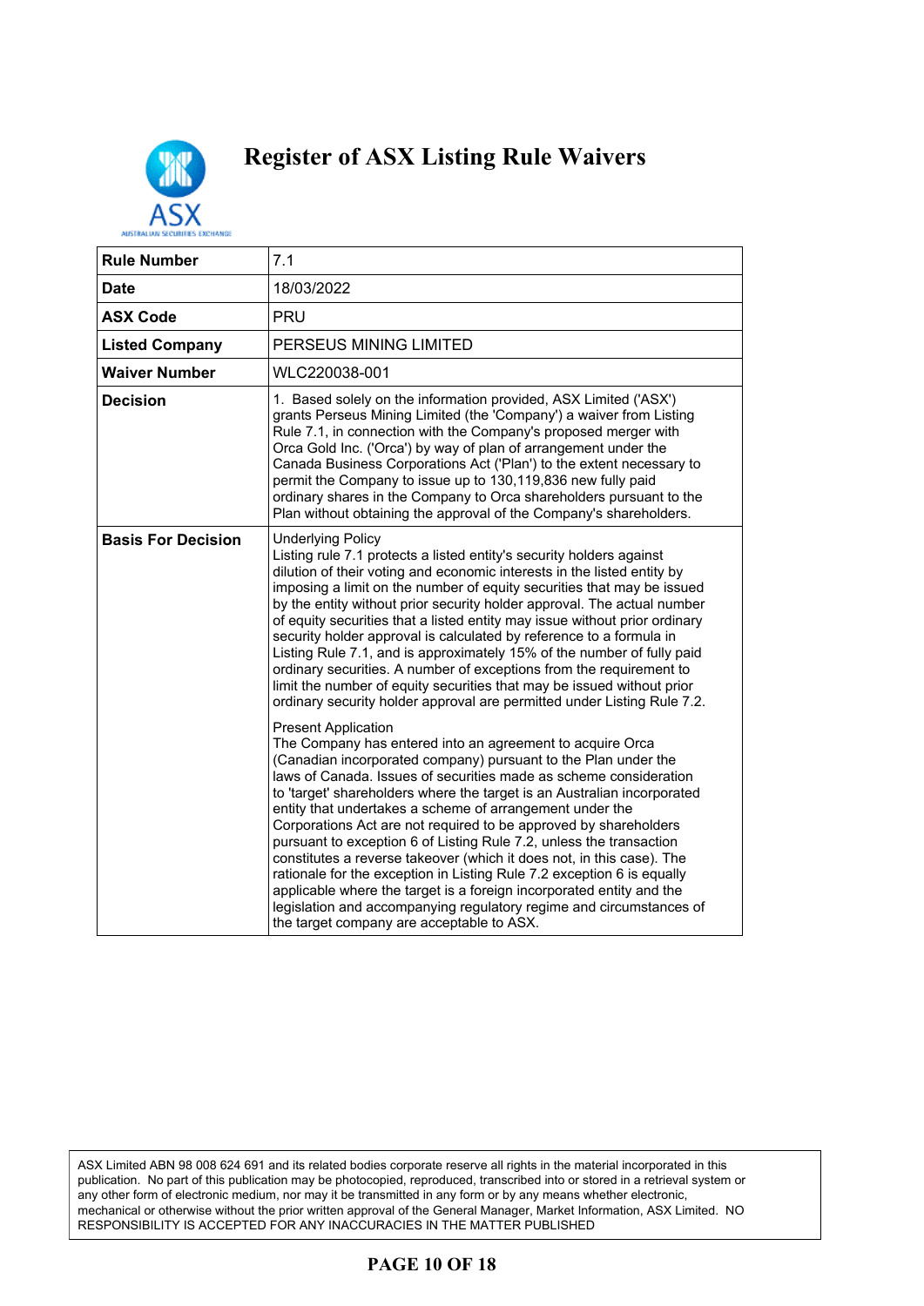# Register of ASX Listing Rule Waivers

| Rule Number | 7.1 |
|---|---|
| Date | 18/03/2022 |
| ASX Code | PRU |
| Listed Company | PERSEUS MINING LIMITED |
| Waiver Number | WLC220038-001 |
| Decision | 1. Based solely on the information provided, ASX Limited ('ASX') grants Perseus Mining Limited (the 'Company') a waiver from Listing Rule 7.1, in connection with the Company's proposed merger with Orca Gold Inc. ('Orca') by way of plan of arrangement under the Canada Business Corporations Act ('Plan') to the extent necessary to permit the Company to issue up to 130,119,836 new fully paid ordinary shares in the Company to Orca shareholders pursuant to the Plan without obtaining the approval of the Company's shareholders. |
| Basis For Decision | Underlying Policy<br>Listing rule 7.1 protects a listed entity's security holders against dilution of their voting and economic interests in the listed entity by imposing a limit on the number of equity securities that may be issued by the entity without prior security holder approval. The actual number of equity securities that a listed entity may issue without prior ordinary security holder approval is calculated by reference to a formula in Listing Rule 7.1, and is approximately 15% of the number of fully paid ordinary securities. A number of exceptions from the requirement to limit the number of equity securities that may be issued without prior ordinary security holder approval are permitted under Listing Rule 7.2.<br><br>Present Application<br>The Company has entered into an agreement to acquire Orca (Canadian incorporated company) pursuant to the Plan under the laws of Canada. Issues of securities made as scheme consideration to 'target' shareholders where the target is an Australian incorporated entity that undertakes a scheme of arrangement under the Corporations Act are not required to be approved by shareholders pursuant to exception 6 of Listing Rule 7.2, unless the transaction constitutes a reverse takeover (which it does not, in this case). The rationale for the exception in Listing Rule 7.2 exception 6 is equally applicable where the target is a foreign incorporated entity and the legislation and accompanying regulatory regime and circumstances of the target company are acceptable to ASX. |

ASX Limited ABN 98 008 624 691 and its related bodies corporate reserve all rights in the material incorporated in this publication. No part of this publication may be photocopied, reproduced, transcribed into or stored in a retrieval system or any other form of electronic medium, nor may it be transmitted in any form or by any means whether electronic, mechanical or otherwise without the prior written approval of the General Manager, Market Information, ASX Limited. NO RESPONSIBILITY IS ACCEPTED FOR ANY INACCURACIES IN THE MATTER PUBLISHED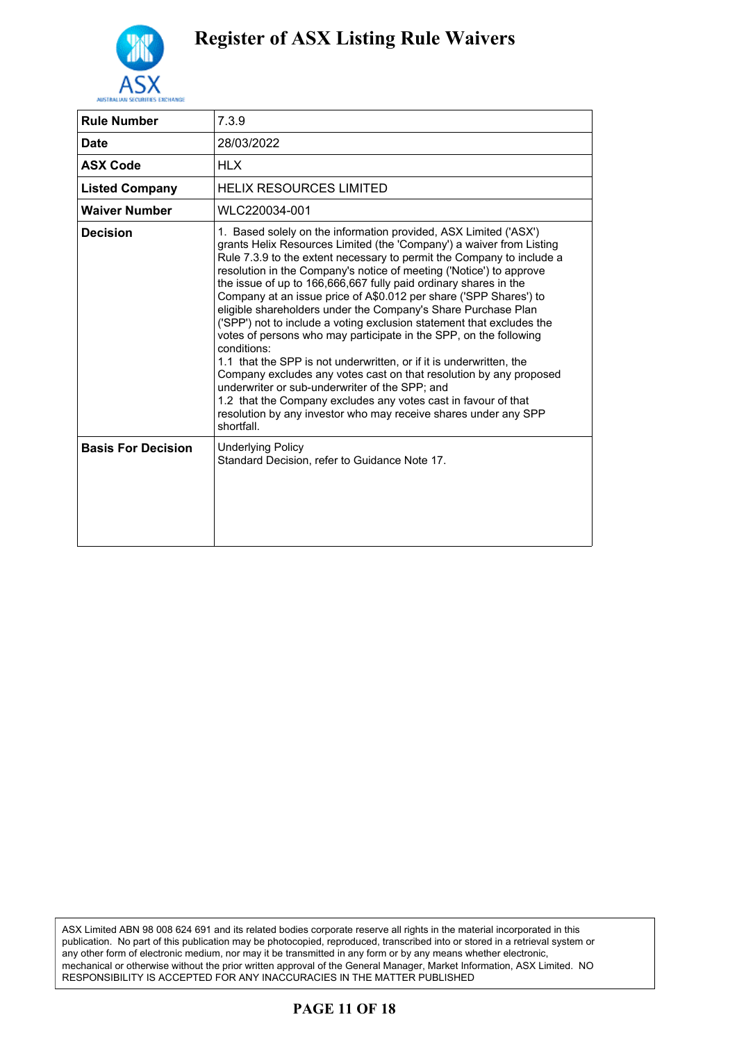# Register of ASX Listing Rule Waivers

| Rule Number | 7.3.9 |
|---|---|
| Date | 28/03/2022 |
| ASX Code | HLX |
| Listed Company | HELIX RESOURCES LIMITED |
| Waiver Number | WLC220034-001 |
| Decision | 1. Based solely on the information provided, ASX Limited ('ASX') grants Helix Resources Limited (the 'Company') a waiver from Listing Rule 7.3.9 to the extent necessary to permit the Company to include a resolution in the Company's notice of meeting ('Notice') to approve the issue of up to 166,666,667 fully paid ordinary shares in the Company at an issue price of A$0.012 per share ('SPP Shares') to eligible shareholders under the Company's Share Purchase Plan ('SPP') not to include a voting exclusion statement that excludes the votes of persons who may participate in the SPP, on the following conditions:<br>1.1 that the SPP is not underwritten, or if it is underwritten, the Company excludes any votes cast on that resolution by any proposed underwriter or sub-underwriter of the SPP; and<br>1.2 that the Company excludes any votes cast in favour of that resolution by any investor who may receive shares under any SPP shortfall. |
| Basis For Decision | Underlying Policy<br>Standard Decision, refer to Guidance Note 17. |

ASX Limited ABN 98 008 624 691 and its related bodies corporate reserve all rights in the material incorporated in this publication. No part of this publication may be photocopied, reproduced, transcribed into or stored in a retrieval system or any other form of electronic medium, nor may it be transmitted in any form or by any means whether electronic, mechanical or otherwise without the prior written approval of the General Manager, Market Information, ASX Limited. NO RESPONSIBILITY IS ACCEPTED FOR ANY INACCURACIES IN THE MATTER PUBLISHED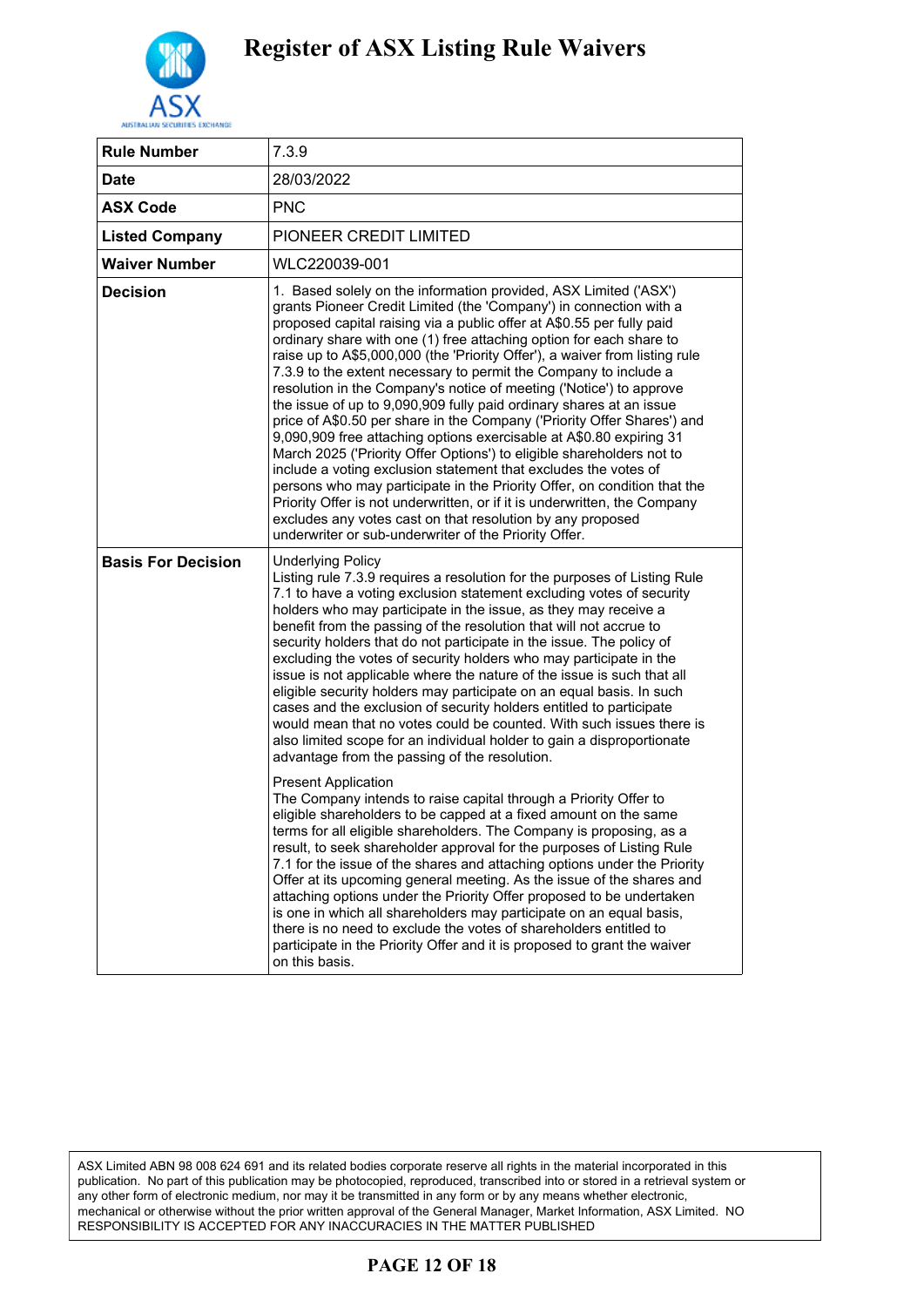# Register of ASX Listing Rule Waivers

| Rule Number | 7.3.9 |
|---|---|
| Date | 28/03/2022 |
| ASX Code | PNC |
| Listed Company | PIONEER CREDIT LIMITED |
| Waiver Number | WLC220039-001 |
| Decision | 1. Based solely on the information provided, ASX Limited ('ASX') grants Pioneer Credit Limited (the 'Company') in connection with a proposed capital raising via a public offer at A$0.55 per fully paid ordinary share with one (1) free attaching option for each share to raise up to A$5,000,000 (the 'Priority Offer'), a waiver from listing rule 7.3.9 to the extent necessary to permit the Company to include a resolution in the Company's notice of meeting ('Notice') to approve the issue of up to 9,090,909 fully paid ordinary shares at an issue price of A$0.50 per share in the Company ('Priority Offer Shares') and 9,090,909 free attaching options exercisable at A$0.80 expiring 31 March 2025 ('Priority Offer Options') to eligible shareholders not to include a voting exclusion statement that excludes the votes of persons who may participate in the Priority Offer, on condition that the Priority Offer is not underwritten, or if it is underwritten, the Company excludes any votes cast on that resolution by any proposed underwriter or sub-underwriter of the Priority Offer. |
| Basis For Decision | Underlying Policy<br>Listing rule 7.3.9 requires a resolution for the purposes of Listing Rule 7.1 to have a voting exclusion statement excluding votes of security holders who may participate in the issue, as they may receive a benefit from the passing of the resolution that will not accrue to security holders that do not participate in the issue. The policy of excluding the votes of security holders who may participate in the issue is not applicable where the nature of the issue is such that all eligible security holders may participate on an equal basis. In such cases and the exclusion of security holders entitled to participate would mean that no votes could be counted. With such issues there is also limited scope for an individual holder to gain a disproportionate advantage from the passing of the resolution.<br><br>Present Application<br>The Company intends to raise capital through a Priority Offer to eligible shareholders to be capped at a fixed amount on the same terms for all eligible shareholders. The Company is proposing, as a result, to seek shareholder approval for the purposes of Listing Rule 7.1 for the issue of the shares and attaching options under the Priority Offer at its upcoming general meeting. As the issue of the shares and attaching options under the Priority Offer proposed to be undertaken is one in which all shareholders may participate on an equal basis, there is no need to exclude the votes of shareholders entitled to participate in the Priority Offer and it is proposed to grant the waiver on this basis. |

ASX Limited ABN 98 008 624 691 and its related bodies corporate reserve all rights in the material incorporated in this publication. No part of this publication may be photocopied, reproduced, transcribed into or stored in a retrieval system or any other form of electronic medium, nor may it be transmitted in any form or by any means whether electronic, mechanical or otherwise without the prior written approval of the General Manager, Market Information, ASX Limited. NO RESPONSIBILITY IS ACCEPTED FOR ANY INACCURACIES IN THE MATTER PUBLISHED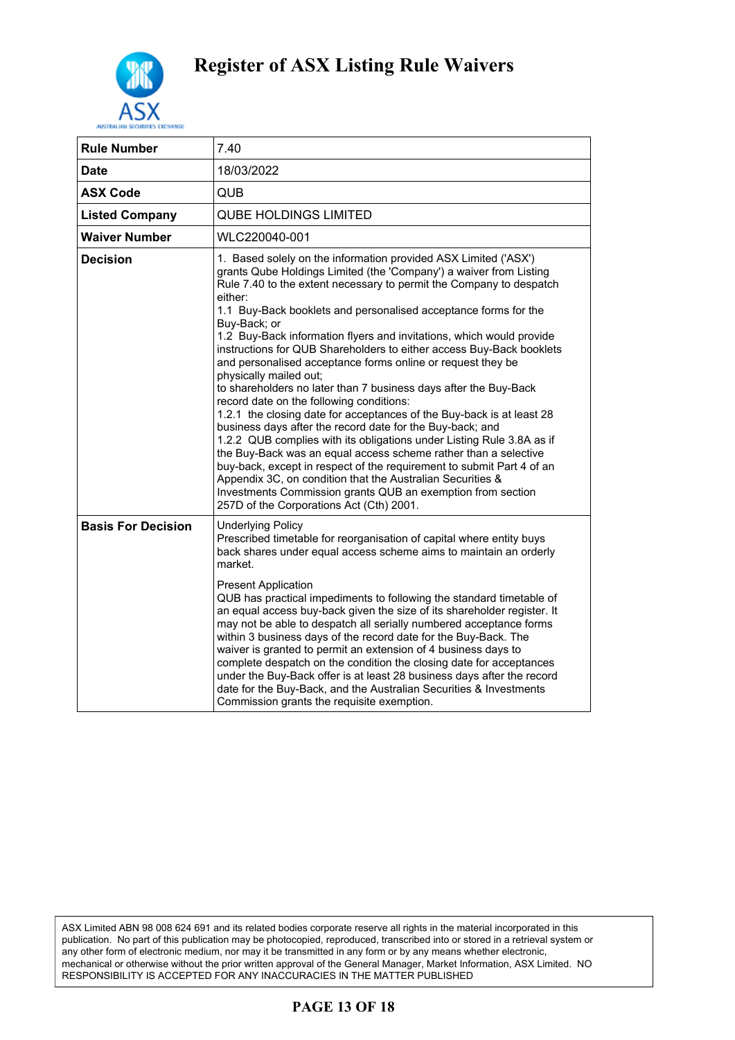# Register of ASX Listing Rule Waivers

| Rule Number | 7.40 |
|---|---|
| Date | 18/03/2022 |
| ASX Code | QUB |
| Listed Company | QUBE HOLDINGS LIMITED |
| Waiver Number | WLC220040-001 |
| Decision | 1. Based solely on the information provided ASX Limited ('ASX') grants Qube Holdings Limited (the 'Company') a waiver from Listing Rule 7.40 to the extent necessary to permit the Company to despatch either:<br>1.1 Buy-Back booklets and personalised acceptance forms for the Buy-Back; or<br>1.2 Buy-Back information flyers and invitations, which would provide instructions for QUB Shareholders to either access Buy-Back booklets and personalised acceptance forms online or request they be physically mailed out;<br>to shareholders no later than 7 business days after the Buy-Back record date on the following conditions:<br>1.2.1 the closing date for acceptances of the Buy-back is at least 28 business days after the record date for the Buy-back; and<br>1.2.2 QUB complies with its obligations under Listing Rule 3.8A as if the Buy-Back was an equal access scheme rather than a selective buy-back, except in respect of the requirement to submit Part 4 of an Appendix 3C, on condition that the Australian Securities & Investments Commission grants QUB an exemption from section 257D of the Corporations Act (Cth) 2001. |
| Basis For Decision | Underlying Policy<br>Prescribed timetable for reorganisation of capital where entity buys back shares under equal access scheme aims to maintain an orderly market.<br><br>Present Application<br>QUB has practical impediments to following the standard timetable of an equal access buy-back given the size of its shareholder register. It may not be able to despatch all serially numbered acceptance forms within 3 business days of the record date for the Buy-Back. The waiver is granted to permit an extension of 4 business days to complete despatch on the condition the closing date for acceptances under the Buy-Back offer is at least 28 business days after the record date for the Buy-Back, and the Australian Securities & Investments Commission grants the requisite exemption. |

ASX Limited ABN 98 008 624 691 and its related bodies corporate reserve all rights in the material incorporated in this publication. No part of this publication may be photocopied, reproduced, transcribed into or stored in a retrieval system or any other form of electronic medium, nor may it be transmitted in any form or by any means whether electronic, mechanical or otherwise without the prior written approval of the General Manager, Market Information, ASX Limited. NO RESPONSIBILITY IS ACCEPTED FOR ANY INACCURACIES IN THE MATTER PUBLISHED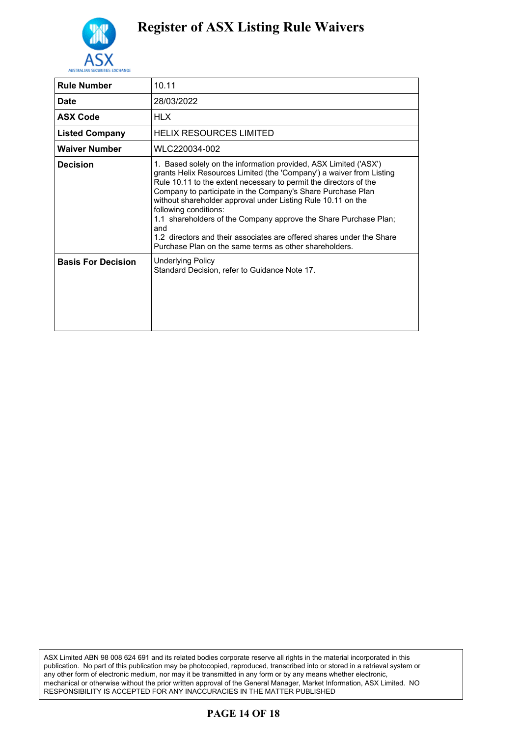# Register of ASX Listing Rule Waivers

| | |
|---|---|
| **Rule Number** | 10.11 |
| **Date** | 28/03/2022 |
| **ASX Code** | HLX |
| **Listed Company** | HELIX RESOURCES LIMITED |
| **Waiver Number** | WLC220034-002 |
| **Decision** | 1. Based solely on the information provided, ASX Limited ('ASX') grants Helix Resources Limited (the 'Company') a waiver from Listing Rule 10.11 to the extent necessary to permit the directors of the Company to participate in the Company's Share Purchase Plan without shareholder approval under Listing Rule 10.11 on the following conditions:<br>1.1 shareholders of the Company approve the Share Purchase Plan; and<br>1.2 directors and their associates are offered shares under the Share Purchase Plan on the same terms as other shareholders. |
| **Basis For Decision** | Underlying Policy<br>Standard Decision, refer to Guidance Note 17. |

ASX Limited ABN 98 008 624 691 and its related bodies corporate reserve all rights in the material incorporated in this publication. No part of this publication may be photocopied, reproduced, transcribed into or stored in a retrieval system or any other form of electronic medium, nor may it be transmitted in any form or by any means whether electronic, mechanical or otherwise without the prior written approval of the General Manager, Market Information, ASX Limited. NO RESPONSIBILITY IS ACCEPTED FOR ANY INACCURACIES IN THE MATTER PUBLISHED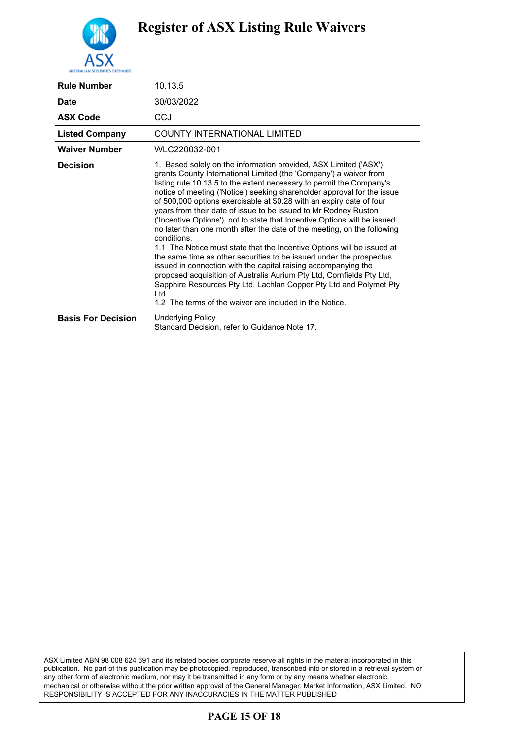# Register of ASX Listing Rule Waivers

| | |
|---|---|
| **Rule Number** | 10.13.5 |
| **Date** | 30/03/2022 |
| **ASX Code** | CCJ |
| **Listed Company** | COUNTY INTERNATIONAL LIMITED |
| **Waiver Number** | WLC220032-001 |
| **Decision** | 1. Based solely on the information provided, ASX Limited ('ASX') grants County International Limited (the 'Company') a waiver from listing rule 10.13.5 to the extent necessary to permit the Company's notice of meeting ('Notice') seeking shareholder approval for the issue of 500,000 options exercisable at $0.28 with an expiry date of four years from their date of issue to be issued to Mr Rodney Ruston ('Incentive Options'), not to state that Incentive Options will be issued no later than one month after the date of the meeting, on the following conditions.<br>1.1 The Notice must state that the Incentive Options will be issued at the same time as other securities to be issued under the prospectus issued in connection with the capital raising accompanying the proposed acquisition of Australis Aurium Pty Ltd, Cornfields Pty Ltd, Sapphire Resources Pty Ltd, Lachlan Copper Pty Ltd and Polymet Pty Ltd.<br>1.2 The terms of the waiver are included in the Notice. |
| **Basis For Decision** | Underlying Policy<br>Standard Decision, refer to Guidance Note 17. |

ASX Limited ABN 98 008 624 691 and its related bodies corporate reserve all rights in the material incorporated in this publication. No part of this publication may be photocopied, reproduced, transcribed into or stored in a retrieval system or any other form of electronic medium, nor may it be transmitted in any form or by any means whether electronic, mechanical or otherwise without the prior written approval of the General Manager, Market Information, ASX Limited. NO RESPONSIBILITY IS ACCEPTED FOR ANY INACCURACIES IN THE MATTER PUBLISHED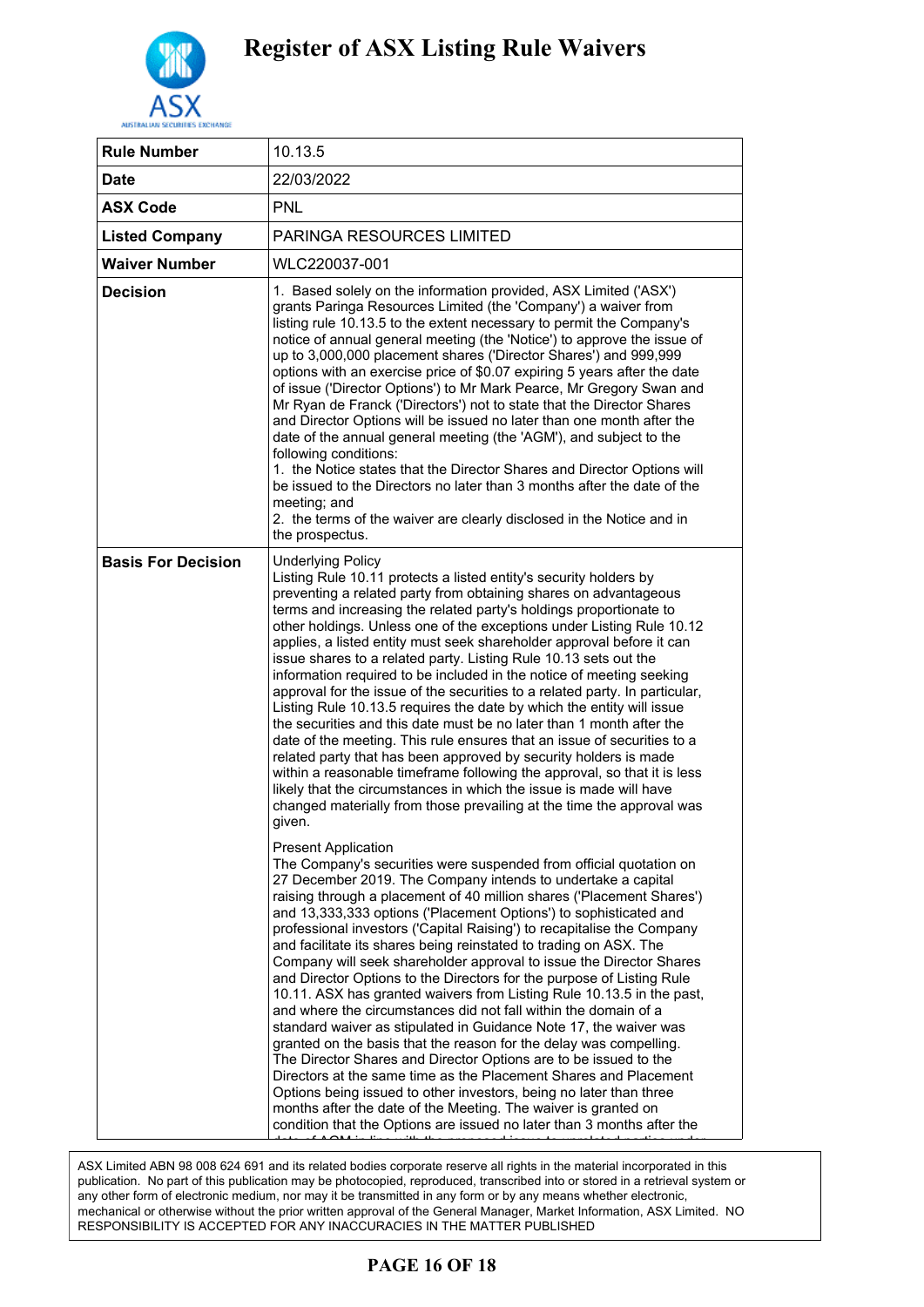# Register of ASX Listing Rule Waivers

| Rule Number | 10.13.5 |
|---|---|
| Date | 22/03/2022 |
| ASX Code | PNL |
| Listed Company | PARINGA RESOURCES LIMITED |
| Waiver Number | WLC220037-001 |
| Decision | 1. Based solely on the information provided, ASX Limited ('ASX') grants Paringa Resources Limited (the 'Company') a waiver from listing rule 10.13.5 to the extent necessary to permit the Company's notice of annual general meeting (the 'Notice') to approve the issue of up to 3,000,000 placement shares ('Director Shares') and 999,999 options with an exercise price of $0.07 expiring 5 years after the date of issue ('Director Options') to Mr Mark Pearce, Mr Gregory Swan and Mr Ryan de Franck ('Directors') not to state that the Director Shares and Director Options will be issued no later than one month after the date of the annual general meeting (the 'AGM'), and subject to the following conditions:<br>1. the Notice states that the Director Shares and Director Options will be issued to the Directors no later than 3 months after the date of the meeting; and<br>2. the terms of the waiver are clearly disclosed in the Notice and in the prospectus. |
| Basis For Decision | Underlying Policy<br>Listing Rule 10.11 protects a listed entity's security holders by preventing a related party from obtaining shares on advantageous terms and increasing the related party's holdings proportionate to other holdings. Unless one of the exceptions under Listing Rule 10.12 applies, a listed entity must seek shareholder approval before it can issue shares to a related party. Listing Rule 10.13 sets out the information required to be included in the notice of meeting seeking approval for the issue of the securities to a related party. In particular, Listing Rule 10.13.5 requires the date by which the entity will issue the securities and this date must be no later than 1 month after the date of the meeting. This rule ensures that an issue of securities to a related party that has been approved by security holders is made within a reasonable timeframe following the approval, so that it is less likely that the circumstances in which the issue is made will have changed materially from those prevailing at the time the approval was given.<br><br>Present Application<br>The Company's securities were suspended from official quotation on 27 December 2019. The Company intends to undertake a capital raising through a placement of 40 million shares ('Placement Shares') and 13,333,333 options ('Placement Options') to sophisticated and professional investors ('Capital Raising') to recapitalise the Company and facilitate its shares being reinstated to trading on ASX. The Company will seek shareholder approval to issue the Director Shares and Director Options to the Directors for the purpose of Listing Rule 10.11. ASX has granted waivers from Listing Rule 10.13.5 in the past, and where the circumstances did not fall within the domain of a standard waiver as stipulated in Guidance Note 17, the waiver was granted on the basis that the reason for the delay was compelling. The Director Shares and Director Options are to be issued to the Directors at the same time as the Placement Shares and Placement Options being issued to other investors, being no later than three months after the date of the Meeting. The waiver is granted on condition that the Options are issued no later than 3 months after the |

ASX Limited ABN 98 008 624 691 and its related bodies corporate reserve all rights in the material incorporated in this publication. No part of this publication may be photocopied, reproduced, transcribed into or stored in a retrieval system or any other form of electronic medium, nor may it be transmitted in any form or by any means whether electronic, mechanical or otherwise without the prior written approval of the General Manager, Market Information, ASX Limited. NO RESPONSIBILITY IS ACCEPTED FOR ANY INACCURACIES IN THE MATTER PUBLISHED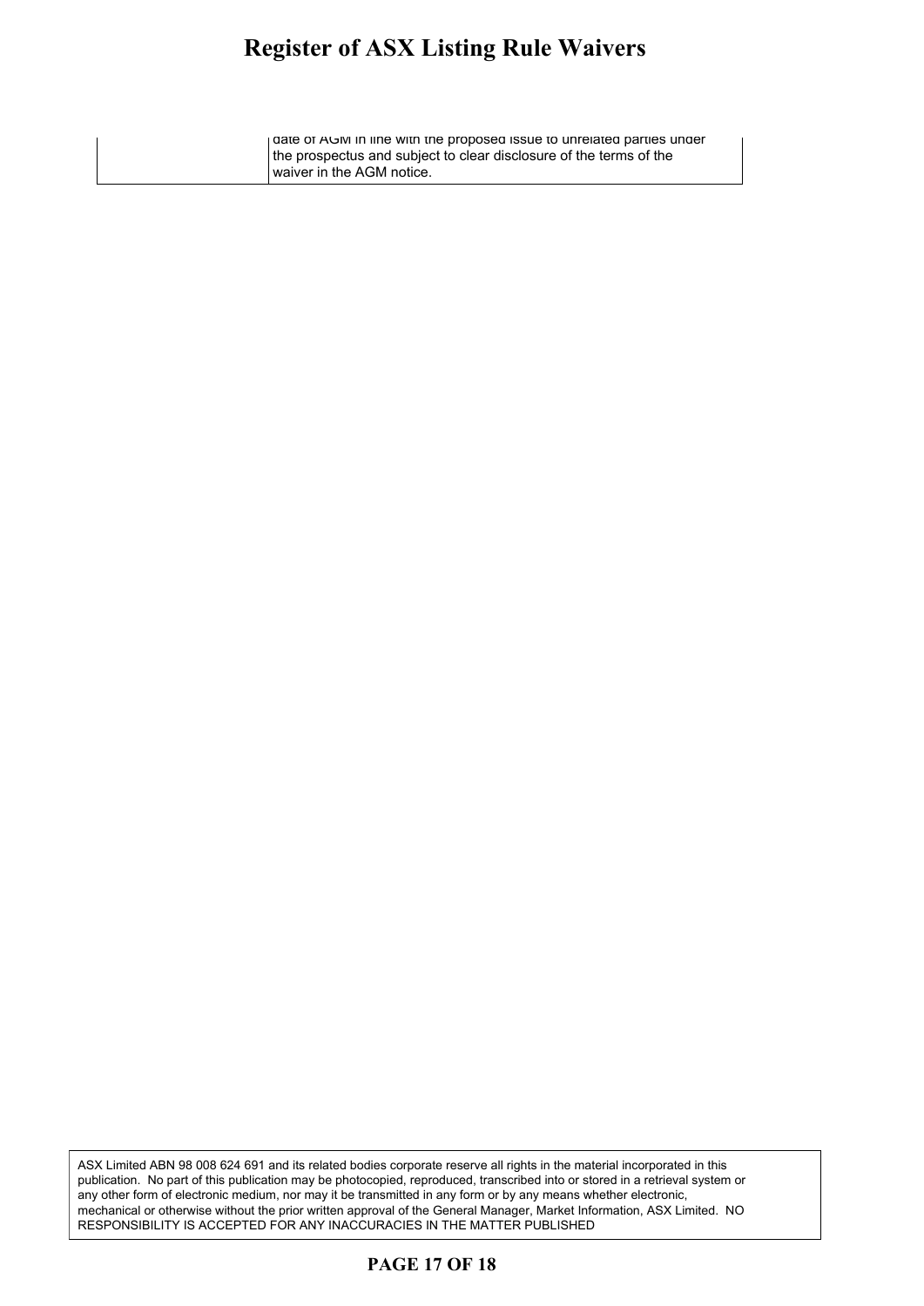| | |
|---|---|
| | date of AGM in line with the proposed issue to unrelated parties under the prospectus and subject to clear disclosure of the terms of the waiver in the AGM notice. |

ASX Limited ABN 98 008 624 691 and its related bodies corporate reserve all rights in the material incorporated in this publication. No part of this publication may be photocopied, reproduced, transcribed into or stored in a retrieval system or any other form of electronic medium, nor may it be transmitted in any form or by any means whether electronic, mechanical or otherwise without the prior written approval of the General Manager, Market Information, ASX Limited. NO RESPONSIBILITY IS ACCEPTED FOR ANY INACCURACIES IN THE MATTER PUBLISHED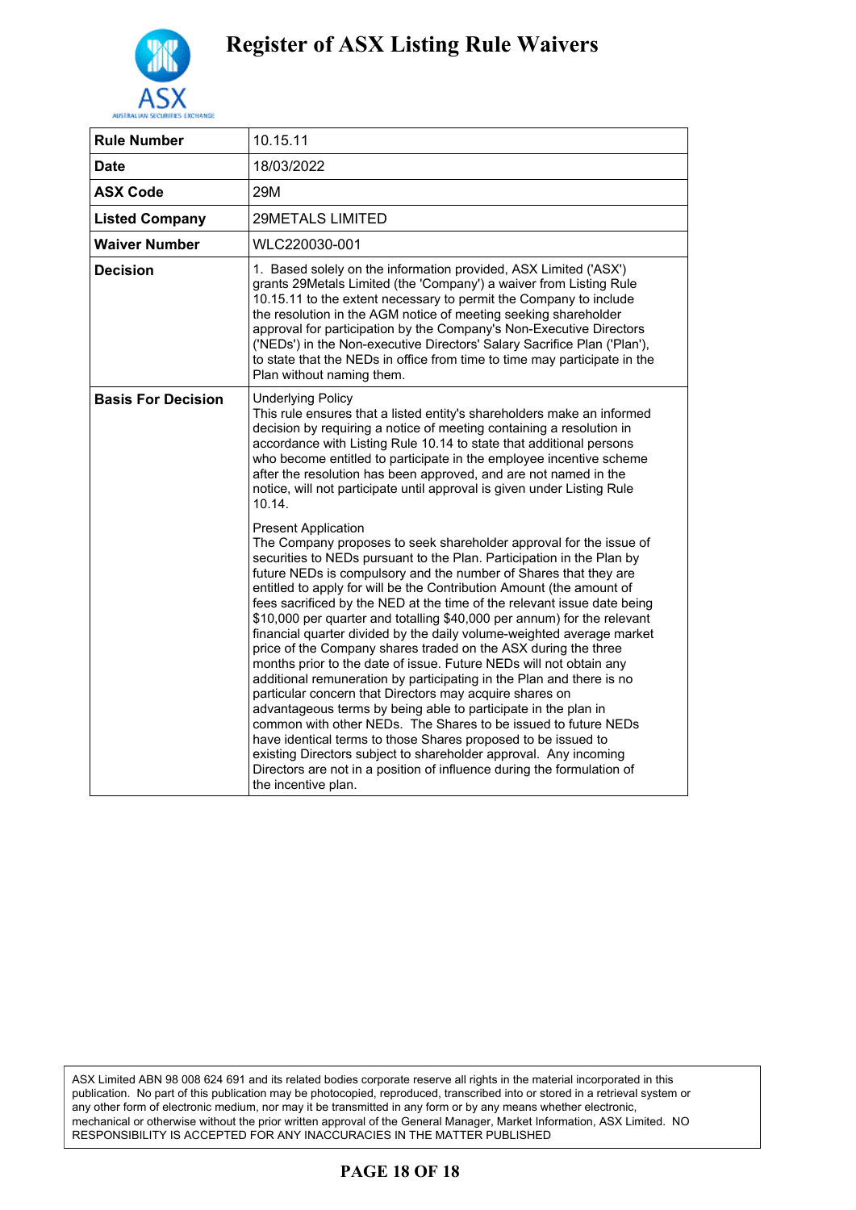# Register of ASX Listing Rule Waivers

| | |
|---|---|
| **Rule Number** | 10.15.11 |
| **Date** | 18/03/2022 |
| **ASX Code** | 29M |
| **Listed Company** | 29METALS LIMITED |
| **Waiver Number** | WLC220030-001 |
| **Decision** | 1. Based solely on the information provided, ASX Limited ('ASX') grants 29Metals Limited (the 'Company') a waiver from Listing Rule 10.15.11 to the extent necessary to permit the Company to include the resolution in the AGM notice of meeting seeking shareholder approval for participation by the Company's Non-Executive Directors ('NEDs') in the Non-executive Directors' Salary Sacrifice Plan ('Plan'), to state that the NEDs in office from time to time may participate in the Plan without naming them. |
| **Basis For Decision** | Underlying Policy<br>This rule ensures that a listed entity's shareholders make an informed decision by requiring a notice of meeting containing a resolution in accordance with Listing Rule 10.14 to state that additional persons who become entitled to participate in the employee incentive scheme after the resolution has been approved, and are not named in the notice, will not participate until approval is given under Listing Rule 10.14.<br><br>Present Application<br>The Company proposes to seek shareholder approval for the issue of securities to NEDs pursuant to the Plan. Participation in the Plan by future NEDs is compulsory and the number of Shares that they are entitled to apply for will be the Contribution Amount (the amount of fees sacrificed by the NED at the time of the relevant issue date being $10,000 per quarter and totalling $40,000 per annum) for the relevant financial quarter divided by the daily volume-weighted average market price of the Company shares traded on the ASX during the three months prior to the date of issue. Future NEDs will not obtain any additional remuneration by participating in the Plan and there is no particular concern that Directors may acquire shares on advantageous terms by being able to participate in the plan in common with other NEDs. The Shares to be issued to future NEDs have identical terms to those Shares proposed to be issued to existing Directors subject to shareholder approval. Any incoming Directors are not in a position of influence during the formulation of the incentive plan. |

ASX Limited ABN 98 008 624 691 and its related bodies corporate reserve all rights in the material incorporated in this publication. No part of this publication may be photocopied, reproduced, transcribed into or stored in a retrieval system or any other form of electronic medium, nor may it be transmitted in any form or by any means whether electronic, mechanical or otherwise without the prior written approval of the General Manager, Market Information, ASX Limited. NO RESPONSIBILITY IS ACCEPTED FOR ANY INACCURACIES IN THE MATTER PUBLISHED